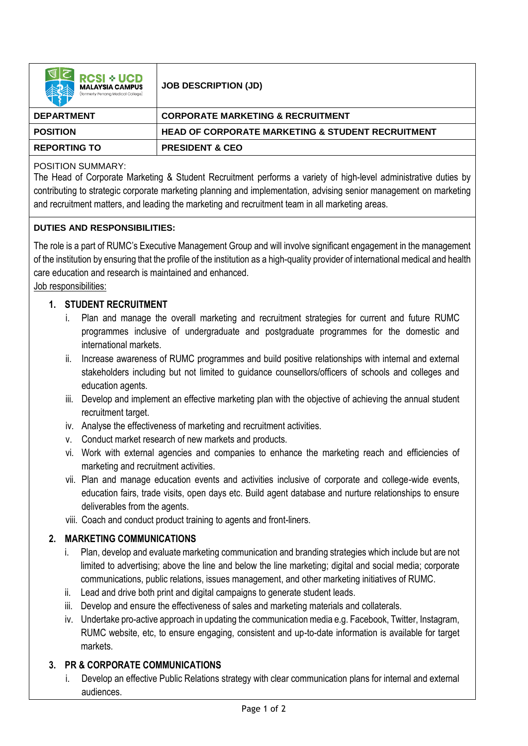| RCSI + UCD MALAYSIA CAMPUS (formerly Penang Medical College) | JOB DESCRIPTION (JD) |
| --- | --- |
| **DEPARTMENT** | **CORPORATE MARKETING & RECRUITMENT** |
| **POSITION** | **HEAD OF CORPORATE MARKETING & STUDENT RECRUITMENT** |
| **REPORTING TO** | **PRESIDENT & CEO** |

POSITION SUMMARY:

The Head of Corporate Marketing & Student Recruitment performs a variety of high-level administrative duties by contributing to strategic corporate marketing planning and implementation, advising senior management on marketing and recruitment matters, and leading the marketing and recruitment team in all marketing areas.

**DUTIES AND RESPONSIBILITIES:**

The role is a part of RUMC's Executive Management Group and will involve significant engagement in the management of the institution by ensuring that the profile of the institution as a high-quality provider of international medical and health care education and research is maintained and enhanced.

Job responsibilities:

1. **STUDENT RECRUITMENT**
   1. Plan and manage the overall marketing and recruitment strategies for current and future RUMC programmes inclusive of undergraduate and postgraduate programmes for the domestic and international markets.
   2. Increase awareness of RUMC programmes and build positive relationships with internal and external stakeholders including but not limited to guidance counsellors/officers of schools and colleges and education agents.
   3. Develop and implement an effective marketing plan with the objective of achieving the annual student recruitment target.
   4. Analyse the effectiveness of marketing and recruitment activities.
   5. Conduct market research of new markets and products.
   6. Work with external agencies and companies to enhance the marketing reach and efficiencies of marketing and recruitment activities.
   7. Plan and manage education events and activities inclusive of corporate and college-wide events, education fairs, trade visits, open days etc. Build agent database and nurture relationships to ensure deliverables from the agents.
   8. Coach and conduct product training to agents and front-liners.

2. **MARKETING COMMUNICATIONS**
   1. Plan, develop and evaluate marketing communication and branding strategies which include but are not limited to advertising; above the line and below the line marketing; digital and social media; corporate communications, public relations, issues management, and other marketing initiatives of RUMC.
   2. Lead and drive both print and digital campaigns to generate student leads.
   3. Develop and ensure the effectiveness of sales and marketing materials and collaterals.
   4. Undertake pro-active approach in updating the communication media e.g. Facebook, Twitter, Instagram, RUMC website, etc, to ensure engaging, consistent and up-to-date information is available for target markets.

3. **PR & CORPORATE COMMUNICATIONS**
   1. Develop an effective Public Relations strategy with clear communication plans for internal and external audiences.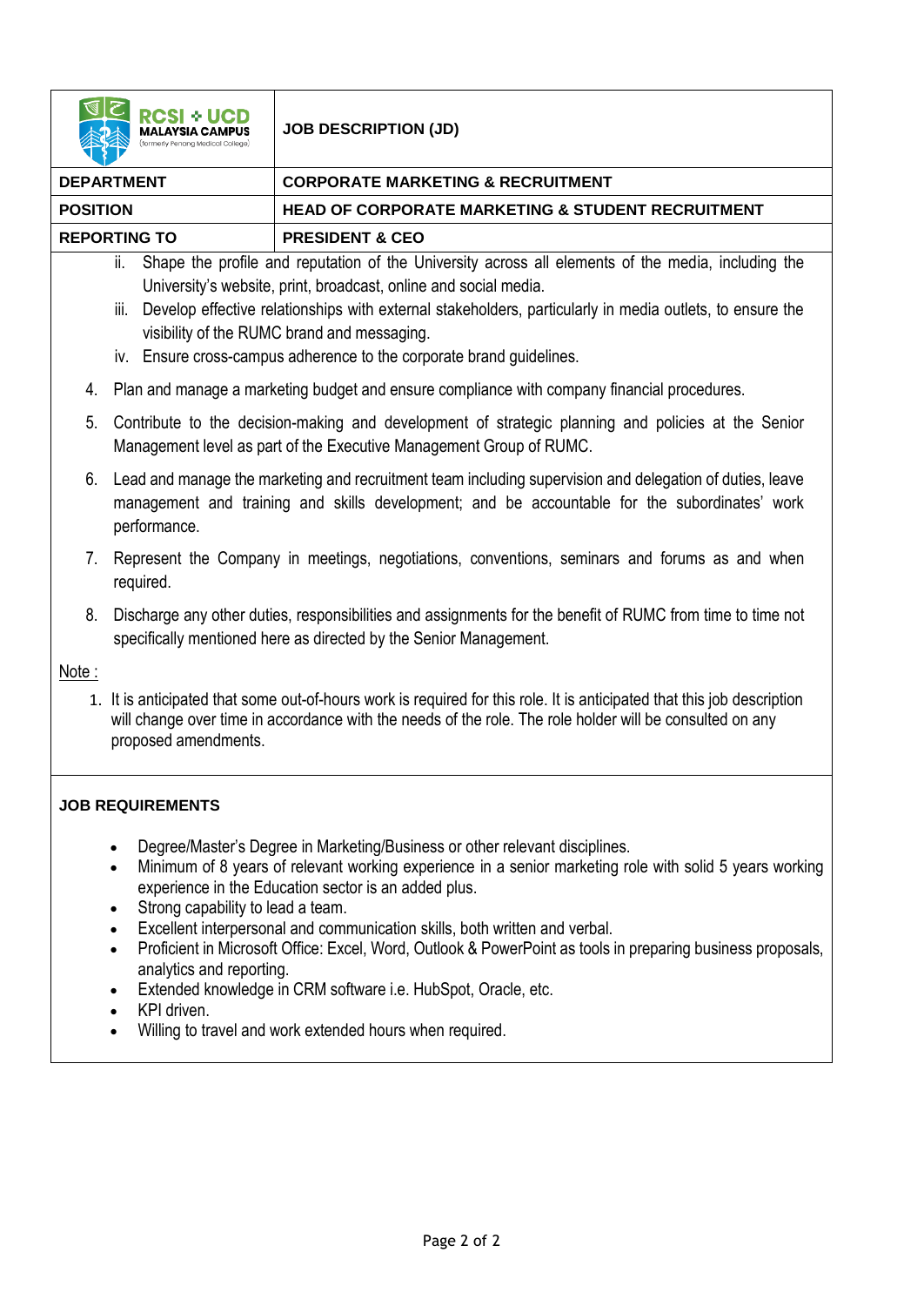| | |
|---|---|
| RCSI + UCD MALAYSIA CAMPUS (formerly Penang Medical College) | **JOB DESCRIPTION (JD)** |
| **DEPARTMENT** | **CORPORATE MARKETING & RECRUITMENT** |
| **POSITION** | **HEAD OF CORPORATE MARKETING & STUDENT RECRUITMENT** |
| **REPORTING TO** | **PRESIDENT & CEO** |

ii. Shape the profile and reputation of the University across all elements of the media, including the University's website, print, broadcast, online and social media.

iii. Develop effective relationships with external stakeholders, particularly in media outlets, to ensure the visibility of the RUMC brand and messaging.

iv. Ensure cross-campus adherence to the corporate brand guidelines.

4. Plan and manage a marketing budget and ensure compliance with company financial procedures.
5. Contribute to the decision-making and development of strategic planning and policies at the Senior Management level as part of the Executive Management Group of RUMC.
6. Lead and manage the marketing and recruitment team including supervision and delegation of duties, leave management and training and skills development; and be accountable for the subordinates' work performance.
7. Represent the Company in meetings, negotiations, conventions, seminars and forums as and when required.
8. Discharge any other duties, responsibilities and assignments for the benefit of RUMC from time to time not specifically mentioned here as directed by the Senior Management.

Note :

1. It is anticipated that some out-of-hours work is required for this role. It is anticipated that this job description will change over time in accordance with the needs of the role. The role holder will be consulted on any proposed amendments.

**JOB REQUIREMENTS**

- Degree/Master's Degree in Marketing/Business or other relevant disciplines.
- Minimum of 8 years of relevant working experience in a senior marketing role with solid 5 years working experience in the Education sector is an added plus.
- Strong capability to lead a team.
- Excellent interpersonal and communication skills, both written and verbal.
- Proficient in Microsoft Office: Excel, Word, Outlook & PowerPoint as tools in preparing business proposals, analytics and reporting.
- Extended knowledge in CRM software i.e. HubSpot, Oracle, etc.
- KPI driven.
- Willing to travel and work extended hours when required.